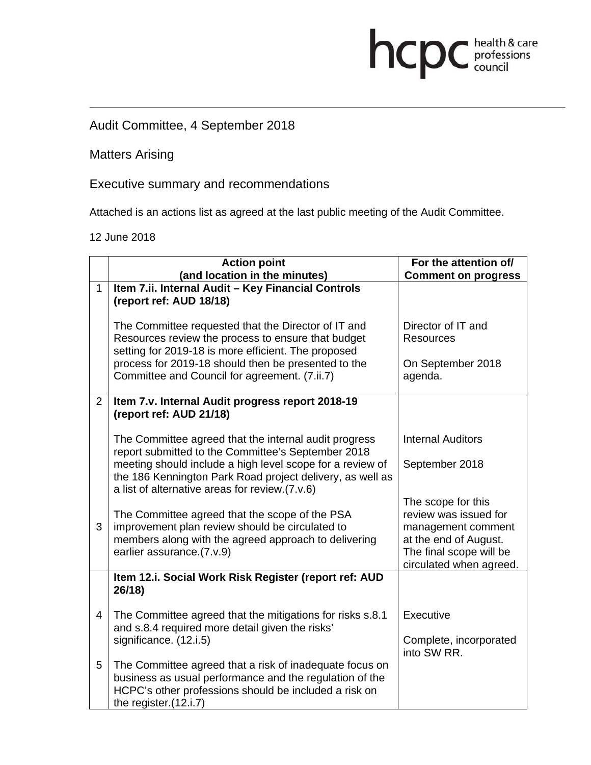Audit Committee, 4 September 2018

Matters Arising

Executive summary and recommendations

Attached is an actions list as agreed at the last public meeting of the Audit Committee.

12 June 2018

| | Action point<br>(and location in the minutes) | For the attention of/<br>Comment on progress |
|---|---|---|
| 1 | **Item 7.ii. Internal Audit – Key Financial Controls (report ref: AUD 18/18)**<br><br>The Committee requested that the Director of IT and Resources review the process to ensure that budget setting for 2019-18 is more efficient. The proposed process for 2019-18 should then be presented to the Committee and Council for agreement. (7.ii.7) | Director of IT and Resources<br><br>On September 2018 agenda. |
| 2 | **Item 7.v. Internal Audit progress report 2018-19 (report ref: AUD 21/18)**<br><br>The Committee agreed that the internal audit progress report submitted to the Committee's September 2018 meeting should include a high level scope for a review of the 186 Kennington Park Road project delivery, as well as a list of alternative areas for review.(7.v.6) | Internal Auditors<br><br>September 2018 |
| 3 | The Committee agreed that the scope of the PSA improvement plan review should be circulated to members along with the agreed approach to delivering earlier assurance.(7.v.9) | The scope for this review was issued for management comment at the end of August. The final scope will be circulated when agreed. |
| | **Item 12.i. Social Work Risk Register (report ref: AUD 26/18)** | |
| 4 | The Committee agreed that the mitigations for risks s.8.1 and s.8.4 required more detail given the risks' significance. (12.i.5) | Executive<br><br>Complete, incorporated into SW RR. |
| 5 | The Committee agreed that a risk of inadequate focus on business as usual performance and the regulation of the HCPC's other professions should be included a risk on the register.(12.i.7) | |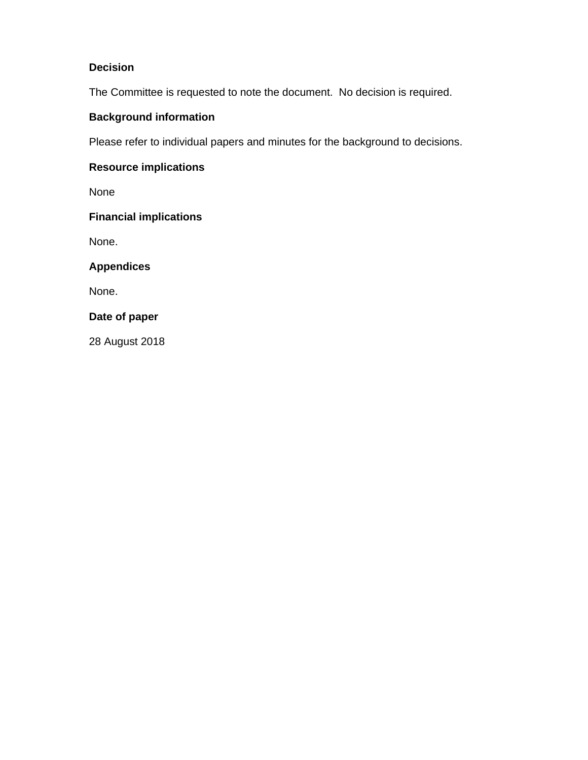**Decision**

The Committee is requested to note the document.  No decision is required.

**Background information**

Please refer to individual papers and minutes for the background to decisions.

**Resource implications**

None

**Financial implications**

None.

**Appendices**

None.

**Date of paper**

28 August 2018